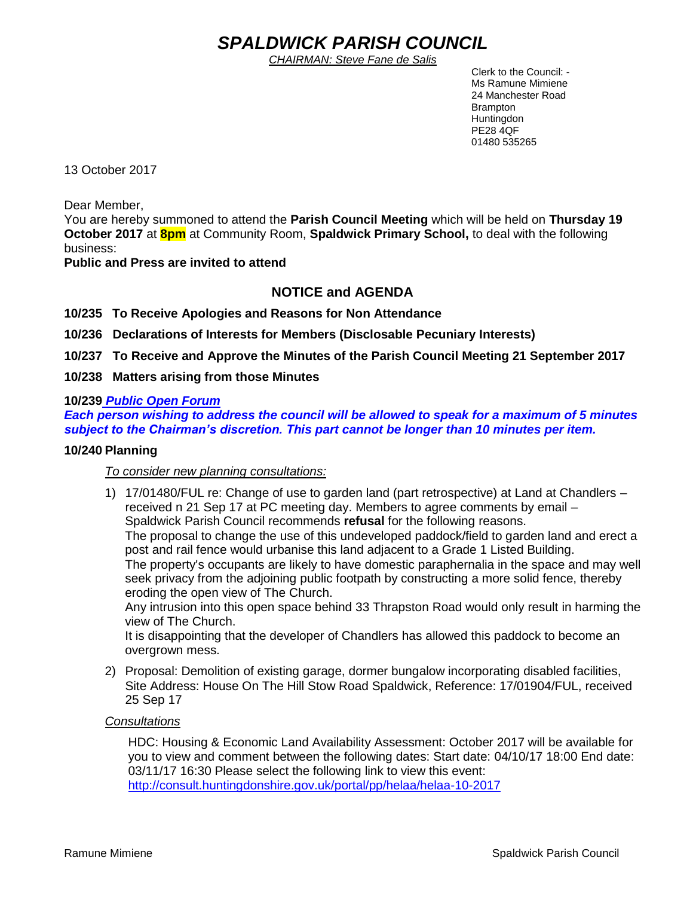# *SPALDWICK PARISH COUNCIL*

*CHAIRMAN: Steve Fane de Salis*

Clerk to the Council: -
Ms Ramune Mimiene
24 Manchester Road
Brampton
Huntingdon
PE28 4QF
01480 535265

13 October 2017

Dear Member,
You are hereby summoned to attend the **Parish Council Meeting** which will be held on **Thursday 19 October 2017** at **8pm** at Community Room, **Spaldwick Primary School,** to deal with the following business:
**Public and Press are invited to attend**

## NOTICE and AGENDA

**10/235 To Receive Apologies and Reasons for Non Attendance**

**10/236 Declarations of Interests for Members (Disclosable Pecuniary Interests)**

**10/237 To Receive and Approve the Minutes of the Parish Council Meeting 21 September 2017**

**10/238 Matters arising from those Minutes**

**10/239 *Public Open Forum***
***Each person wishing to address the council will be allowed to speak for a maximum of 5 minutes subject to the Chairman's discretion. This part cannot be longer than 10 minutes per item.***

**10/240 Planning**

*To consider new planning consultations:*

1) 17/01480/FUL re: Change of use to garden land (part retrospective) at Land at Chandlers – received n 21 Sep 17 at PC meeting day. Members to agree comments by email – Spaldwick Parish Council recommends **refusal** for the following reasons.
The proposal to change the use of this undeveloped paddock/field to garden land and erect a post and rail fence would urbanise this land adjacent to a Grade 1 Listed Building.
The property's occupants are likely to have domestic paraphernalia in the space and may well seek privacy from the adjoining public footpath by constructing a more solid fence, thereby eroding the open view of The Church.
Any intrusion into this open space behind 33 Thrapston Road would only result in harming the view of The Church.
It is disappointing that the developer of Chandlers has allowed this paddock to become an overgrown mess.

2) Proposal: Demolition of existing garage, dormer bungalow incorporating disabled facilities, Site Address: House On The Hill Stow Road Spaldwick, Reference: 17/01904/FUL, received 25 Sep 17

*Consultations*

HDC: Housing & Economic Land Availability Assessment: October 2017 will be available for you to view and comment between the following dates: Start date: 04/10/17 18:00 End date: 03/11/17 16:30 Please select the following link to view this event:
http://consult.huntingdonshire.gov.uk/portal/pp/helaa/helaa-10-2017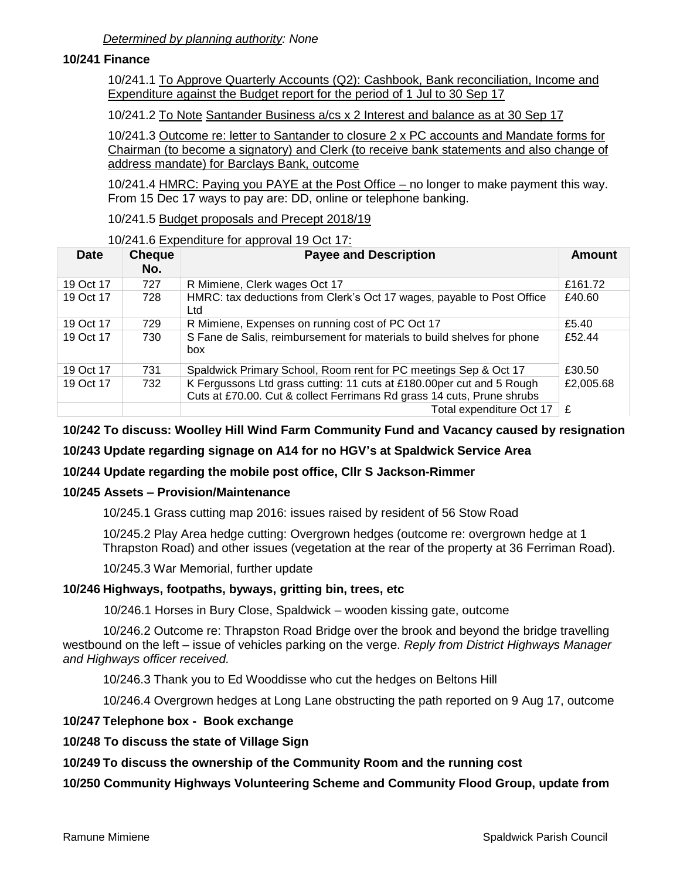*Determined by planning authority: None*

**10/241 Finance**

10/241.1 To Approve Quarterly Accounts (Q2): Cashbook, Bank reconciliation, Income and Expenditure against the Budget report for the period of 1 Jul to 30 Sep 17

10/241.2 To Note Santander Business a/cs x 2 Interest and balance as at 30 Sep 17

10/241.3 Outcome re: letter to Santander to closure 2 x PC accounts and Mandate forms for Chairman (to become a signatory) and Clerk (to receive bank statements and also change of address mandate) for Barclays Bank, outcome

10/241.4 HMRC: Paying you PAYE at the Post Office – no longer to make payment this way. From 15 Dec 17 ways to pay are: DD, online or telephone banking.

10/241.5 Budget proposals and Precept 2018/19

10/241.6 Expenditure for approval 19 Oct 17:

| Date | Cheque No. | Payee and Description | Amount |
|---|---|---|---|
| 19 Oct 17 | 727 | R Mimiene, Clerk wages Oct 17 | £161.72 |
| 19 Oct 17 | 728 | HMRC: tax deductions from Clerk's Oct 17 wages, payable to Post Office Ltd | £40.60 |
| 19 Oct 17 | 729 | R Mimiene, Expenses on running cost of PC Oct 17 | £5.40 |
| 19 Oct 17 | 730 | S Fane de Salis, reimbursement for materials to build shelves for phone box | £52.44 |
| 19 Oct 17 | 731 | Spaldwick Primary School, Room rent for PC meetings Sep & Oct 17 | £30.50 |
| 19 Oct 17 | 732 | K Fergussons Ltd grass cutting: 11 cuts at £180.00per cut and 5 Rough Cuts at £70.00. Cut & collect Ferrimans Rd grass 14 cuts, Prune shrubs | £2,005.68 |
| | | Total expenditure Oct 17 | £ |

**10/242 To discuss: Woolley Hill Wind Farm Community Fund and Vacancy caused by resignation**

**10/243 Update regarding signage on A14 for no HGV's at Spaldwick Service Area**

**10/244 Update regarding the mobile post office, Cllr S Jackson-Rimmer**

**10/245 Assets – Provision/Maintenance**

10/245.1 Grass cutting map 2016: issues raised by resident of 56 Stow Road

10/245.2 Play Area hedge cutting: Overgrown hedges (outcome re: overgrown hedge at 1 Thrapston Road) and other issues (vegetation at the rear of the property at 36 Ferriman Road).

10/245.3 War Memorial, further update

**10/246 Highways, footpaths, byways, gritting bin, trees, etc**

10/246.1 Horses in Bury Close, Spaldwick – wooden kissing gate, outcome

10/246.2 Outcome re: Thrapston Road Bridge over the brook and beyond the bridge travelling westbound on the left – issue of vehicles parking on the verge. *Reply from District Highways Manager and Highways officer received.*

10/246.3 Thank you to Ed Wooddisse who cut the hedges on Beltons Hill

10/246.4 Overgrown hedges at Long Lane obstructing the path reported on 9 Aug 17, outcome

**10/247 Telephone box - Book exchange**

**10/248 To discuss the state of Village Sign**

**10/249 To discuss the ownership of the Community Room and the running cost**

**10/250 Community Highways Volunteering Scheme and Community Flood Group, update from**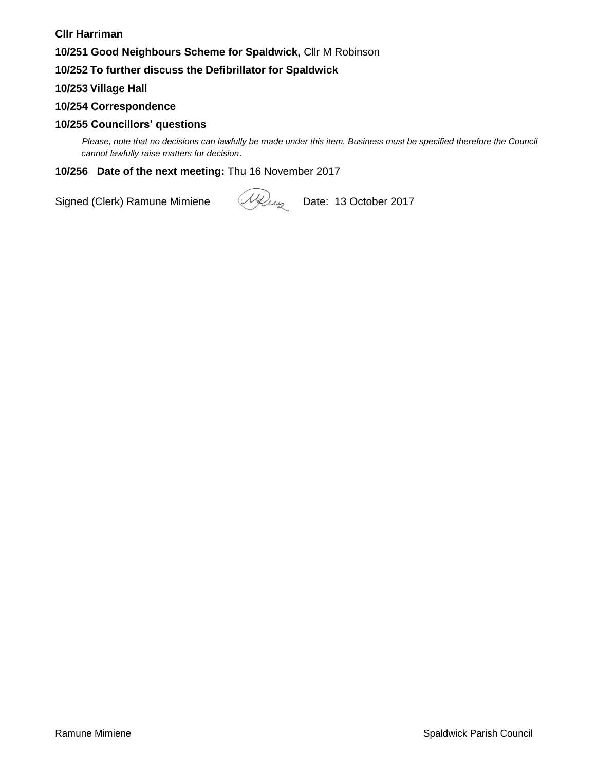**Cllr Harriman**

**10/251 Good Neighbours Scheme for Spaldwick,** Cllr M Robinson

**10/252 To further discuss the Defibrillator for Spaldwick**

**10/253 Village Hall**

**10/254 Correspondence**

**10/255 Councillors' questions**

*Please, note that no decisions can lawfully be made under this item. Business must be specified therefore the Council cannot lawfully raise matters for decision*.

**10/256 Date of the next meeting:** Thu 16 November 2017

Signed (Clerk) Ramune Mimiene Date: 13 October 2017